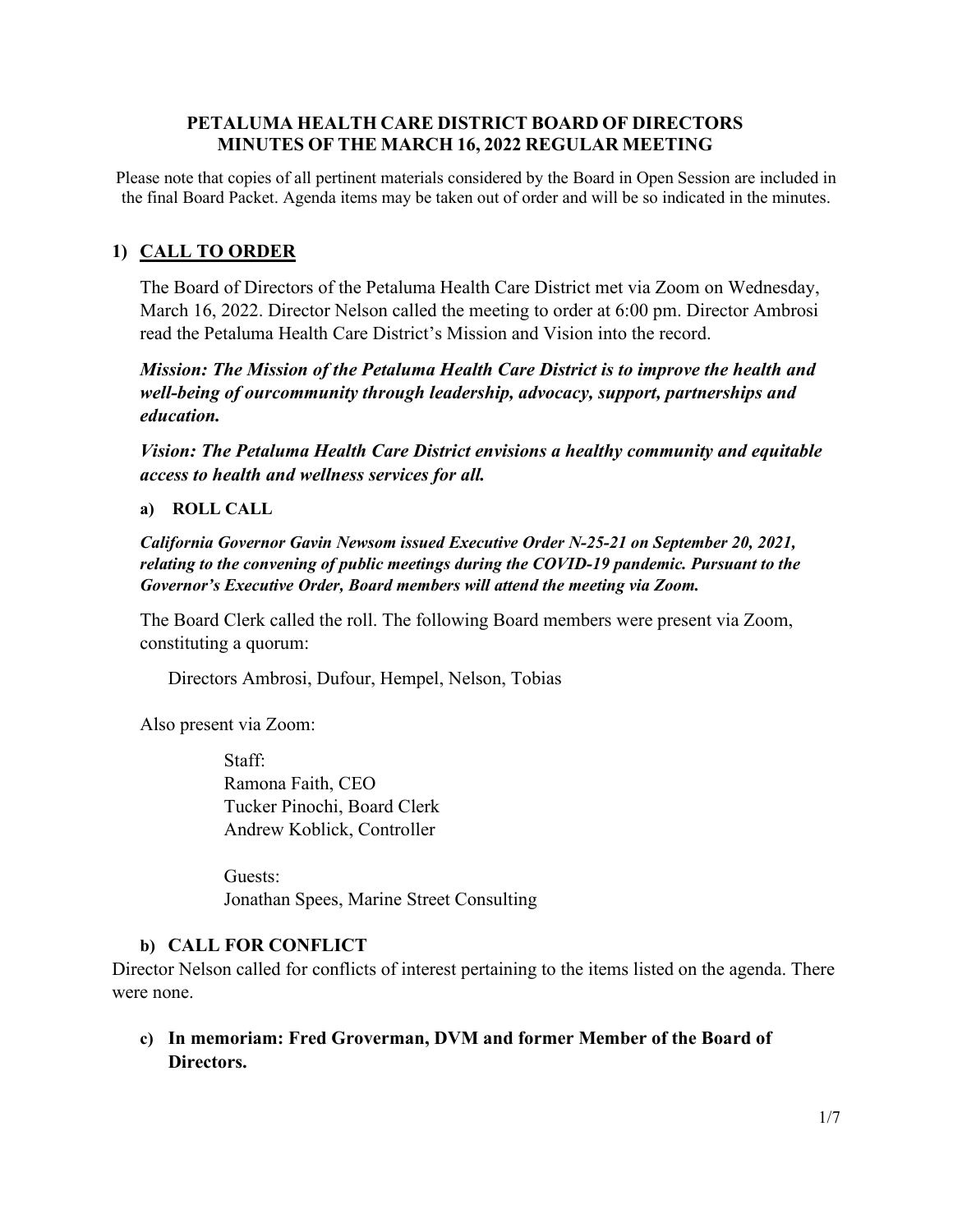**PETALUMA HEALTH CARE DISTRICT BOARD OF DIRECTORS**
**MINUTES OF THE MARCH 16, 2022 REGULAR MEETING**

Please note that copies of all pertinent materials considered by the Board in Open Session are included in the final Board Packet. Agenda items may be taken out of order and will be so indicated in the minutes.

## 1) CALL TO ORDER

The Board of Directors of the Petaluma Health Care District met via Zoom on Wednesday, March 16, 2022. Director Nelson called the meeting to order at 6:00 pm. Director Ambrosi read the Petaluma Health Care District's Mission and Vision into the record.

***Mission: The Mission of the Petaluma Health Care District is to improve the health and well-being of ourcommunity through leadership, advocacy, support, partnerships and education.***

***Vision: The Petaluma Health Care District envisions a healthy community and equitable access to health and wellness services for all.***

### a) ROLL CALL

***California Governor Gavin Newsom issued Executive Order N-25-21 on September 20, 2021, relating to the convening of public meetings during the COVID-19 pandemic. Pursuant to the Governor's Executive Order, Board members will attend the meeting via Zoom.***

The Board Clerk called the roll. The following Board members were present via Zoom, constituting a quorum:

Directors Ambrosi, Dufour, Hempel, Nelson, Tobias

Also present via Zoom:

Staff:
Ramona Faith, CEO
Tucker Pinochi, Board Clerk
Andrew Koblick, Controller

Guests:
Jonathan Spees, Marine Street Consulting

### b) CALL FOR CONFLICT

Director Nelson called for conflicts of interest pertaining to the items listed on the agenda. There were none.

### c) In memoriam: Fred Groverman, DVM and former Member of the Board of Directors.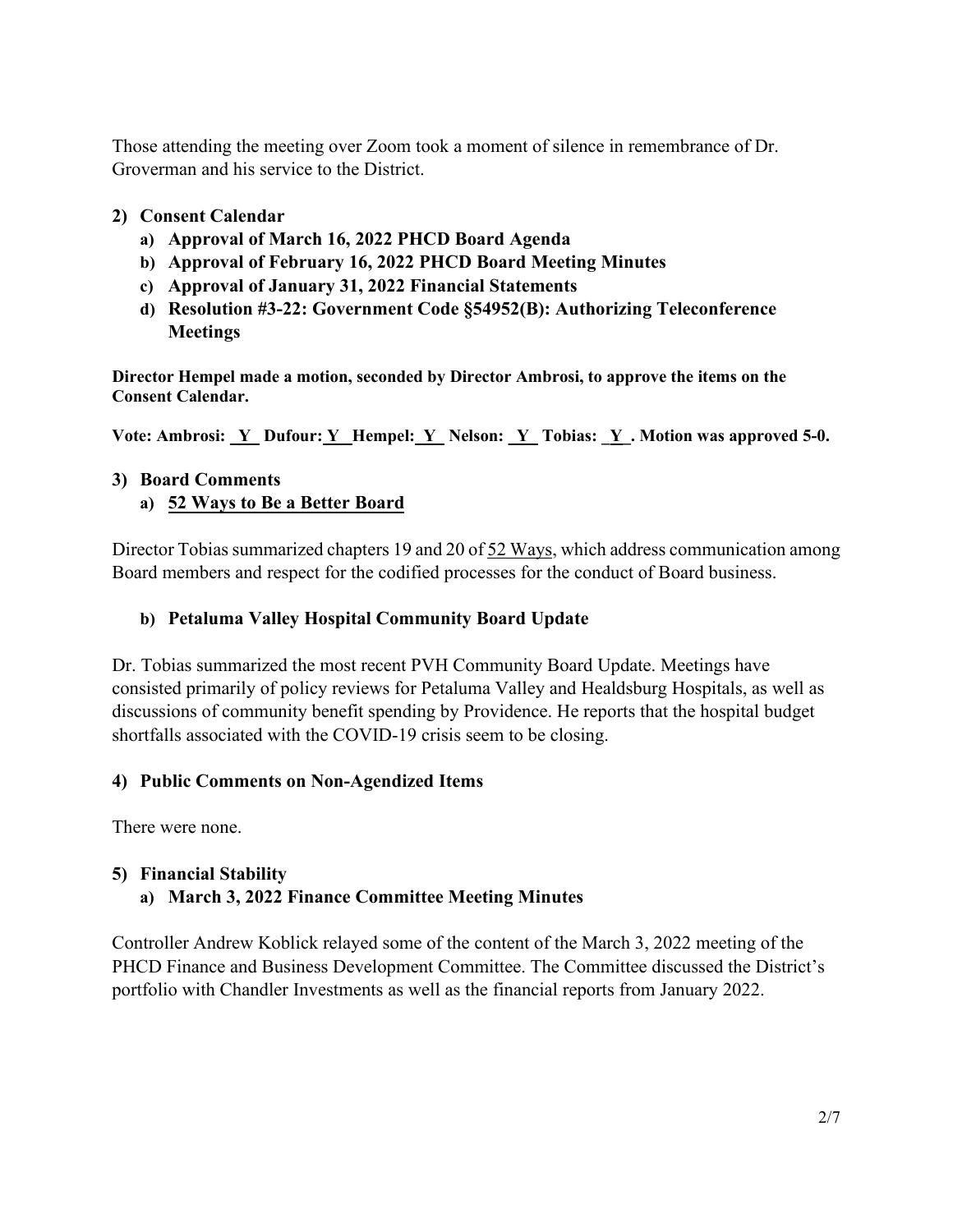Those attending the meeting over Zoom took a moment of silence in remembrance of Dr. Groverman and his service to the District.

**2) Consent Calendar**

- **a) Approval of March 16, 2022 PHCD Board Agenda**
- **b) Approval of February 16, 2022 PHCD Board Meeting Minutes**
- **c) Approval of January 31, 2022 Financial Statements**
- **d) Resolution #3-22: Government Code §54952(B): Authorizing Teleconference Meetings**

**Director Hempel made a motion, seconded by Director Ambrosi, to approve the items on the Consent Calendar.**

**Vote: Ambrosi: \_Y\_ Dufour: \_Y\_ Hempel: \_Y\_ Nelson: \_Y\_ Tobias: \_Y\_. Motion was approved 5-0.**

**3) Board Comments**

**a) 52 Ways to Be a Better Board**

Director Tobias summarized chapters 19 and 20 of 52 Ways, which address communication among Board members and respect for the codified processes for the conduct of Board business.

**b) Petaluma Valley Hospital Community Board Update**

Dr. Tobias summarized the most recent PVH Community Board Update. Meetings have consisted primarily of policy reviews for Petaluma Valley and Healdsburg Hospitals, as well as discussions of community benefit spending by Providence. He reports that the hospital budget shortfalls associated with the COVID-19 crisis seem to be closing.

**4) Public Comments on Non-Agendized Items**

There were none.

**5) Financial Stability**

**a) March 3, 2022 Finance Committee Meeting Minutes**

Controller Andrew Koblick relayed some of the content of the March 3, 2022 meeting of the PHCD Finance and Business Development Committee. The Committee discussed the District's portfolio with Chandler Investments as well as the financial reports from January 2022.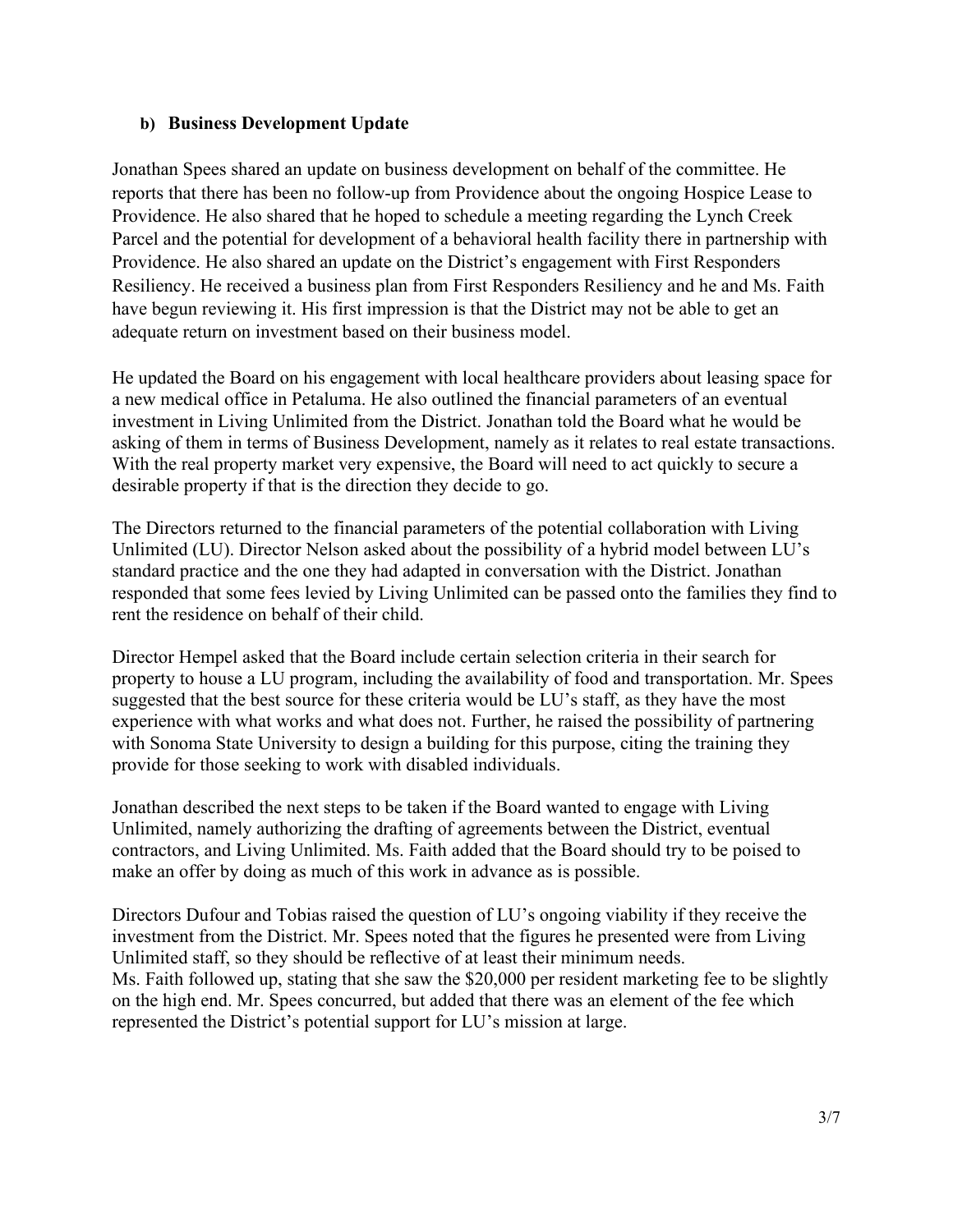### b) Business Development Update

Jonathan Spees shared an update on business development on behalf of the committee. He reports that there has been no follow-up from Providence about the ongoing Hospice Lease to Providence. He also shared that he hoped to schedule a meeting regarding the Lynch Creek Parcel and the potential for development of a behavioral health facility there in partnership with Providence. He also shared an update on the District's engagement with First Responders Resiliency. He received a business plan from First Responders Resiliency and he and Ms. Faith have begun reviewing it. His first impression is that the District may not be able to get an adequate return on investment based on their business model.

He updated the Board on his engagement with local healthcare providers about leasing space for a new medical office in Petaluma. He also outlined the financial parameters of an eventual investment in Living Unlimited from the District. Jonathan told the Board what he would be asking of them in terms of Business Development, namely as it relates to real estate transactions. With the real property market very expensive, the Board will need to act quickly to secure a desirable property if that is the direction they decide to go.

The Directors returned to the financial parameters of the potential collaboration with Living Unlimited (LU). Director Nelson asked about the possibility of a hybrid model between LU's standard practice and the one they had adapted in conversation with the District. Jonathan responded that some fees levied by Living Unlimited can be passed onto the families they find to rent the residence on behalf of their child.

Director Hempel asked that the Board include certain selection criteria in their search for property to house a LU program, including the availability of food and transportation. Mr. Spees suggested that the best source for these criteria would be LU's staff, as they have the most experience with what works and what does not. Further, he raised the possibility of partnering with Sonoma State University to design a building for this purpose, citing the training they provide for those seeking to work with disabled individuals.

Jonathan described the next steps to be taken if the Board wanted to engage with Living Unlimited, namely authorizing the drafting of agreements between the District, eventual contractors, and Living Unlimited. Ms. Faith added that the Board should try to be poised to make an offer by doing as much of this work in advance as is possible.

Directors Dufour and Tobias raised the question of LU's ongoing viability if they receive the investment from the District. Mr. Spees noted that the figures he presented were from Living Unlimited staff, so they should be reflective of at least their minimum needs.
Ms. Faith followed up, stating that she saw the $20,000 per resident marketing fee to be slightly on the high end. Mr. Spees concurred, but added that there was an element of the fee which represented the District's potential support for LU's mission at large.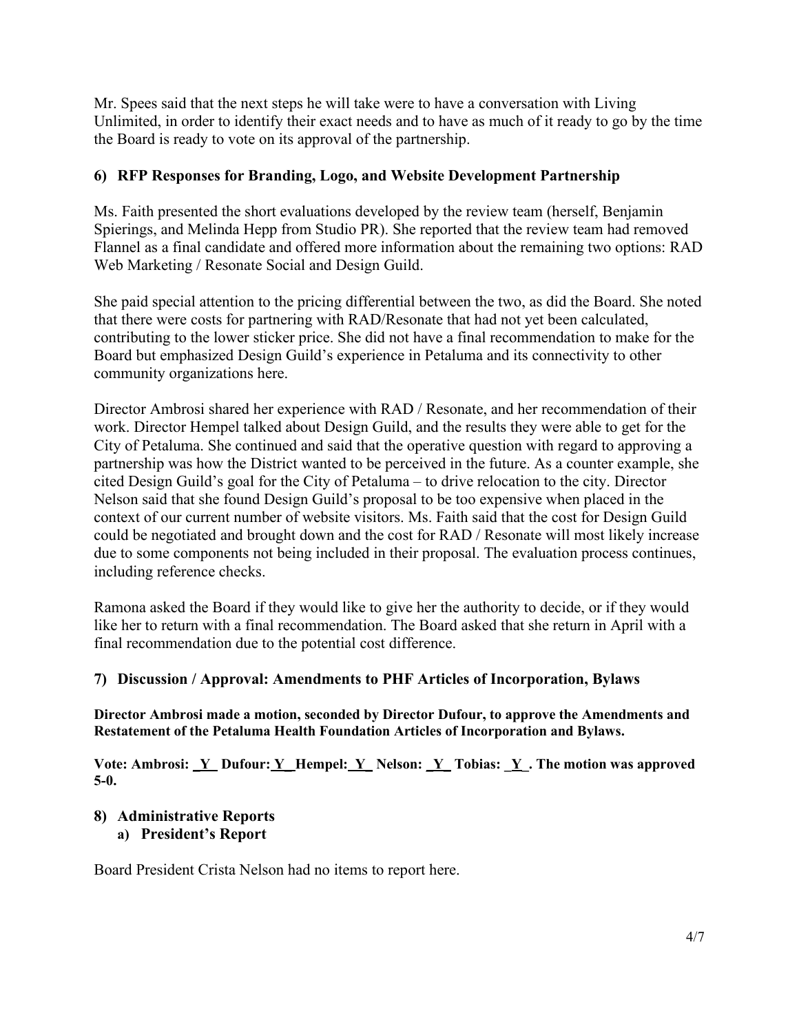Mr. Spees said that the next steps he will take were to have a conversation with Living Unlimited, in order to identify their exact needs and to have as much of it ready to go by the time the Board is ready to vote on its approval of the partnership.

### 6) RFP Responses for Branding, Logo, and Website Development Partnership

Ms. Faith presented the short evaluations developed by the review team (herself, Benjamin Spierings, and Melinda Hepp from Studio PR). She reported that the review team had removed Flannel as a final candidate and offered more information about the remaining two options: RAD Web Marketing / Resonate Social and Design Guild.

She paid special attention to the pricing differential between the two, as did the Board. She noted that there were costs for partnering with RAD/Resonate that had not yet been calculated, contributing to the lower sticker price. She did not have a final recommendation to make for the Board but emphasized Design Guild's experience in Petaluma and its connectivity to other community organizations here.

Director Ambrosi shared her experience with RAD / Resonate, and her recommendation of their work. Director Hempel talked about Design Guild, and the results they were able to get for the City of Petaluma. She continued and said that the operative question with regard to approving a partnership was how the District wanted to be perceived in the future. As a counter example, she cited Design Guild's goal for the City of Petaluma – to drive relocation to the city. Director Nelson said that she found Design Guild's proposal to be too expensive when placed in the context of our current number of website visitors. Ms. Faith said that the cost for Design Guild could be negotiated and brought down and the cost for RAD / Resonate will most likely increase due to some components not being included in their proposal. The evaluation process continues, including reference checks.

Ramona asked the Board if they would like to give her the authority to decide, or if they would like her to return with a final recommendation. The Board asked that she return in April with a final recommendation due to the potential cost difference.

### 7) Discussion / Approval: Amendments to PHF Articles of Incorporation, Bylaws

**Director Ambrosi made a motion, seconded by Director Dufour, to approve the Amendments and Restatement of the Petaluma Health Foundation Articles of Incorporation and Bylaws.**

**Vote: Ambrosi: _Y_ Dufour: Y_ Hempel: Y_ Nelson: _Y_ Tobias: _Y_. The motion was approved 5-0.**

### 8) Administrative Reports

#### a) President's Report

Board President Crista Nelson had no items to report here.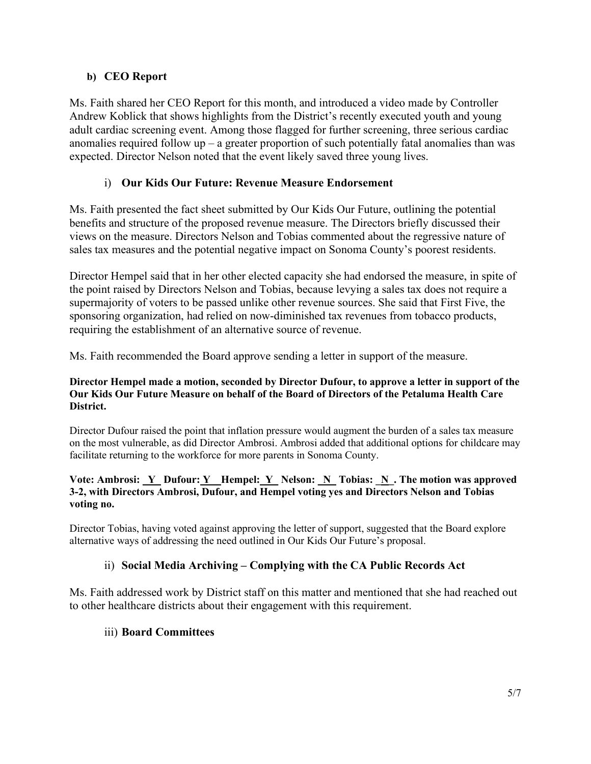### b) CEO Report

Ms. Faith shared her CEO Report for this month, and introduced a video made by Controller Andrew Koblick that shows highlights from the District's recently executed youth and young adult cardiac screening event. Among those flagged for further screening, three serious cardiac anomalies required follow up – a greater proportion of such potentially fatal anomalies than was expected. Director Nelson noted that the event likely saved three young lives.

#### i) Our Kids Our Future: Revenue Measure Endorsement

Ms. Faith presented the fact sheet submitted by Our Kids Our Future, outlining the potential benefits and structure of the proposed revenue measure. The Directors briefly discussed their views on the measure. Directors Nelson and Tobias commented about the regressive nature of sales tax measures and the potential negative impact on Sonoma County's poorest residents.

Director Hempel said that in her other elected capacity she had endorsed the measure, in spite of the point raised by Directors Nelson and Tobias, because levying a sales tax does not require a supermajority of voters to be passed unlike other revenue sources. She said that First Five, the sponsoring organization, had relied on now-diminished tax revenues from tobacco products, requiring the establishment of an alternative source of revenue.

Ms. Faith recommended the Board approve sending a letter in support of the measure.

**Director Hempel made a motion, seconded by Director Dufour, to approve a letter in support of the Our Kids Our Future Measure on behalf of the Board of Directors of the Petaluma Health Care District.**

Director Dufour raised the point that inflation pressure would augment the burden of a sales tax measure on the most vulnerable, as did Director Ambrosi. Ambrosi added that additional options for childcare may facilitate returning to the workforce for more parents in Sonoma County.

**Vote: Ambrosi: Y Dufour: Y Hempel: Y Nelson: N Tobias: N. The motion was approved 3-2, with Directors Ambrosi, Dufour, and Hempel voting yes and Directors Nelson and Tobias voting no.**

Director Tobias, having voted against approving the letter of support, suggested that the Board explore alternative ways of addressing the need outlined in Our Kids Our Future's proposal.

#### ii) Social Media Archiving – Complying with the CA Public Records Act

Ms. Faith addressed work by District staff on this matter and mentioned that she had reached out to other healthcare districts about their engagement with this requirement.

#### iii) Board Committees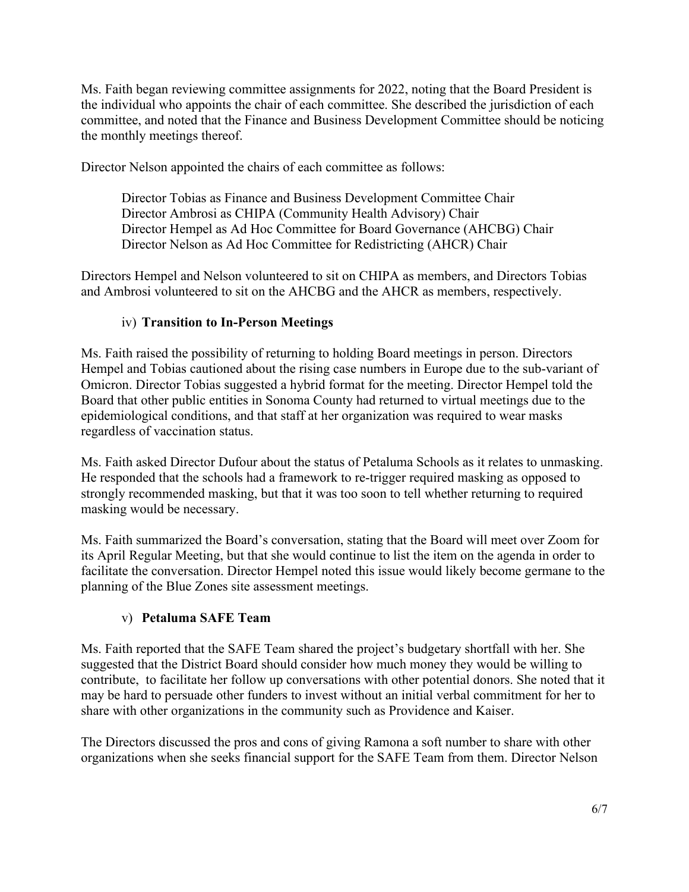Ms. Faith began reviewing committee assignments for 2022, noting that the Board President is the individual who appoints the chair of each committee. She described the jurisdiction of each committee, and noted that the Finance and Business Development Committee should be noticing the monthly meetings thereof.

Director Nelson appointed the chairs of each committee as follows:

> Director Tobias as Finance and Business Development Committee Chair
> Director Ambrosi as CHIPA (Community Health Advisory) Chair
> Director Hempel as Ad Hoc Committee for Board Governance (AHCBG) Chair
> Director Nelson as Ad Hoc Committee for Redistricting (AHCR) Chair

Directors Hempel and Nelson volunteered to sit on CHIPA as members, and Directors Tobias and Ambrosi volunteered to sit on the AHCBG and the AHCR as members, respectively.

### iv) **Transition to In-Person Meetings**

Ms. Faith raised the possibility of returning to holding Board meetings in person. Directors Hempel and Tobias cautioned about the rising case numbers in Europe due to the sub-variant of Omicron. Director Tobias suggested a hybrid format for the meeting. Director Hempel told the Board that other public entities in Sonoma County had returned to virtual meetings due to the epidemiological conditions, and that staff at her organization was required to wear masks regardless of vaccination status.

Ms. Faith asked Director Dufour about the status of Petaluma Schools as it relates to unmasking. He responded that the schools had a framework to re-trigger required masking as opposed to strongly recommended masking, but that it was too soon to tell whether returning to required masking would be necessary.

Ms. Faith summarized the Board's conversation, stating that the Board will meet over Zoom for its April Regular Meeting, but that she would continue to list the item on the agenda in order to facilitate the conversation. Director Hempel noted this issue would likely become germane to the planning of the Blue Zones site assessment meetings.

### v) **Petaluma SAFE Team**

Ms. Faith reported that the SAFE Team shared the project's budgetary shortfall with her. She suggested that the District Board should consider how much money they would be willing to contribute,  to facilitate her follow up conversations with other potential donors. She noted that it may be hard to persuade other funders to invest without an initial verbal commitment for her to share with other organizations in the community such as Providence and Kaiser.

The Directors discussed the pros and cons of giving Ramona a soft number to share with other organizations when she seeks financial support for the SAFE Team from them. Director Nelson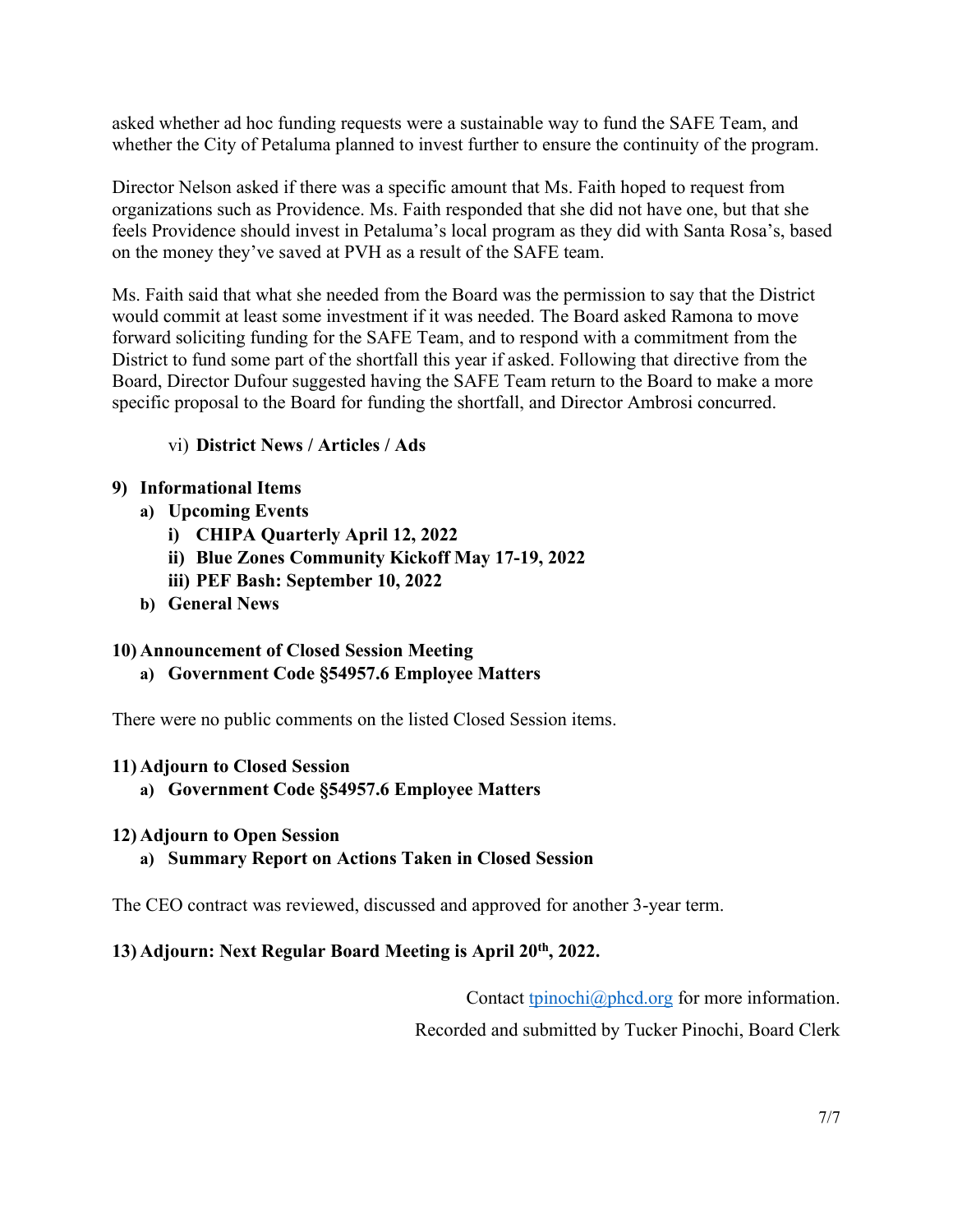asked whether ad hoc funding requests were a sustainable way to fund the SAFE Team, and whether the City of Petaluma planned to invest further to ensure the continuity of the program.

Director Nelson asked if there was a specific amount that Ms. Faith hoped to request from organizations such as Providence. Ms. Faith responded that she did not have one, but that she feels Providence should invest in Petaluma's local program as they did with Santa Rosa's, based on the money they've saved at PVH as a result of the SAFE team.

Ms. Faith said that what she needed from the Board was the permission to say that the District would commit at least some investment if it was needed. The Board asked Ramona to move forward soliciting funding for the SAFE Team, and to respond with a commitment from the District to fund some part of the shortfall this year if asked. Following that directive from the Board, Director Dufour suggested having the SAFE Team return to the Board to make a more specific proposal to the Board for funding the shortfall, and Director Ambrosi concurred.

vi) **District News / Articles / Ads**

**9) Informational Items**

- **a) Upcoming Events**
  - **i) CHIPA Quarterly April 12, 2022**
  - **ii) Blue Zones Community Kickoff May 17-19, 2022**
  - **iii) PEF Bash: September 10, 2022**
- **b) General News**

**10) Announcement of Closed Session Meeting**

- **a) Government Code §54957.6 Employee Matters**

There were no public comments on the listed Closed Session items.

**11) Adjourn to Closed Session**

- **a) Government Code §54957.6 Employee Matters**

**12) Adjourn to Open Session**

- **a) Summary Report on Actions Taken in Closed Session**

The CEO contract was reviewed, discussed and approved for another 3-year term.

**13) Adjourn: Next Regular Board Meeting is April 20th, 2022.**

Contact tpinochi@phcd.org for more information.

Recorded and submitted by Tucker Pinochi, Board Clerk